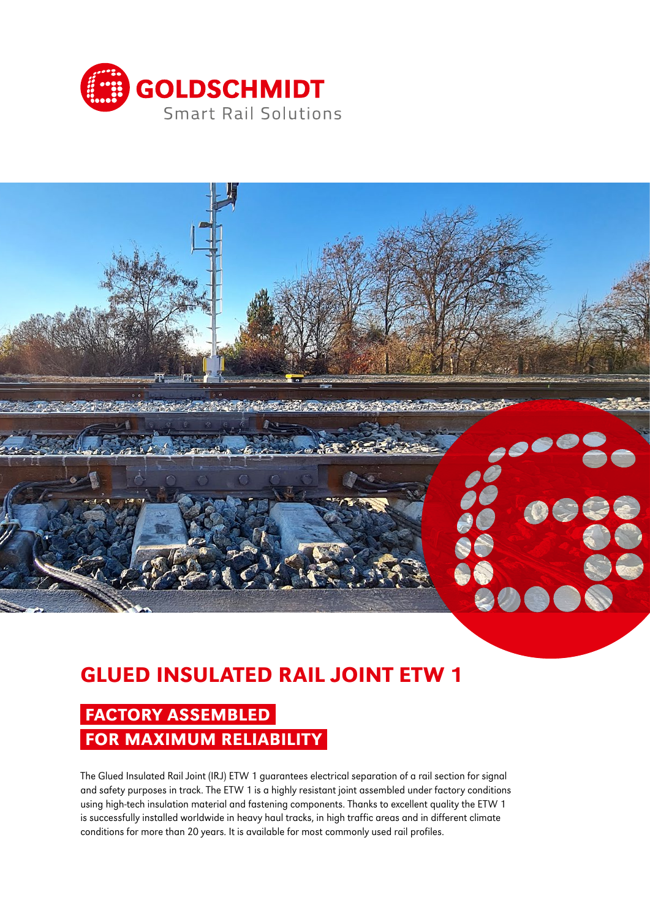GOLDSCHMIDT

Smart Rail Solutions

# GLUED INSULATED RAIL JOINT ETW 1

## FACTORY ASSEMBLED FOR MAXIMUM RELIABILITY

The Glued Insulated Rail Joint (IRJ) ETW 1 guarantees electrical separation of a rail section for signal and safety purposes in track. The ETW 1 is a highly resistant joint assembled under factory conditions using high-tech insulation material and fastening components. Thanks to excellent quality the ETW 1 is successfully installed worldwide in heavy haul tracks, in high traffic areas and in different climate conditions for more than 20 years. It is available for most commonly used rail profiles.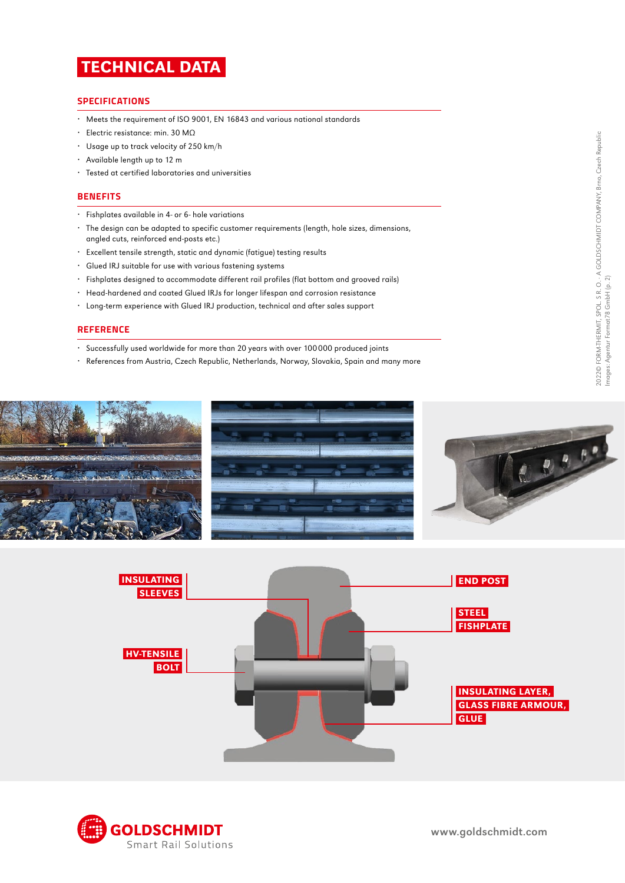# TECHNICAL DATA

## SPECIFICATIONS

- Meets the requirement of ISO 9001, EN 16843 and various national standards
- Electric resistance: min. 30 MΩ
- Usage up to track velocity of 250 km/h
- Available length up to 12 m
- Tested at certified laboratories and universities

## BENEFITS

- Fishplates available in 4- or 6- hole variations
- The design can be adapted to specific customer requirements (length, hole sizes, dimensions, angled cuts, reinforced end-posts etc.)
- Excellent tensile strength, static and dynamic (fatigue) testing results
- Glued IRJ suitable for use with various fastening systems
- Fishplates designed to accommodate different rail profiles (flat bottom and grooved rails)
- Head-hardened and coated Glued IRJs for longer lifespan and corrosion resistance
- Long-term experience with Glued IRJ production, technical and after sales support

## REFERENCE

- Successfully used worldwide for more than 20 years with over 100 000 produced joints
- References from Austria, Czech Republic, Netherlands, Norway, Slovakia, Spain and many more

INSULATING SLEEVES

HV-TENSILE BOLT

END POST

STEEL FISHPLATE

INSULATING LAYER, GLASS FIBRE ARMOUR, GLUE

2022© FORM-THERMIT, SPOL. S R. O. · A GOLDSCHMIDT COMPANY, Brno, Czech Republic
Images: Agentur Format78 GmbH (p. 2)

GOLDSCHMIDT
Smart Rail Solutions

www.goldschmidt.com